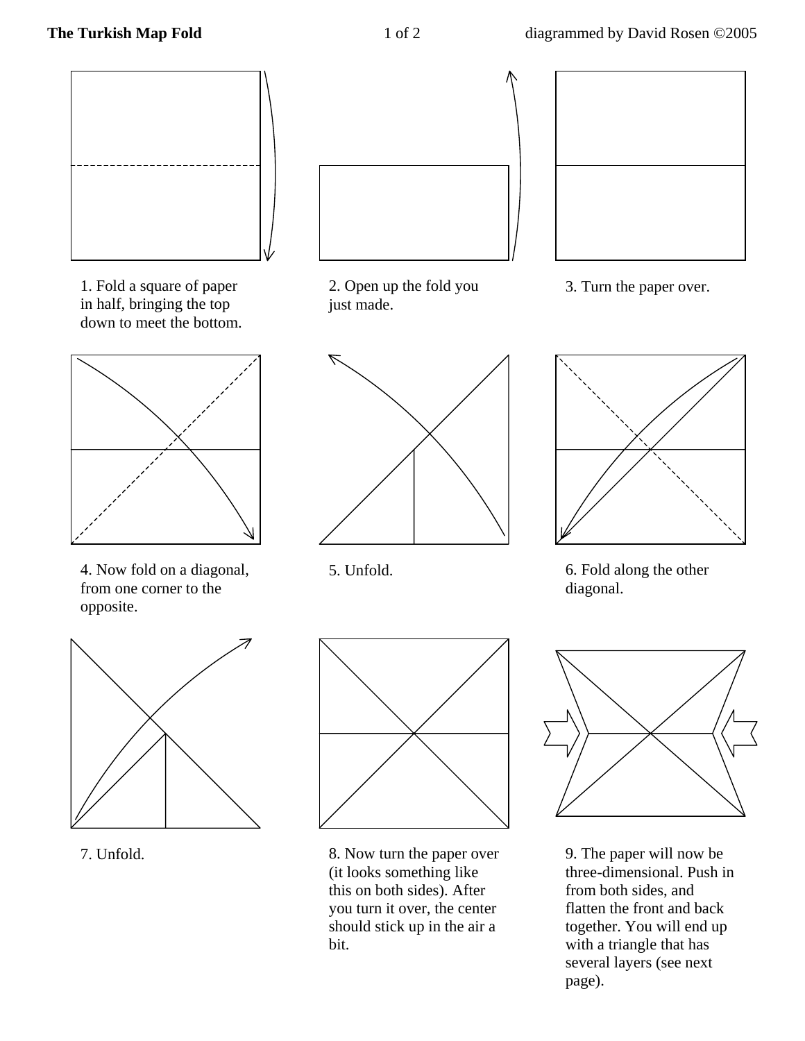# The Turkish Map Fold

diagrammed by David Rosen ©2005

1. Fold a square of paper in half, bringing the top down to meet the bottom.

2. Open up the fold you just made.

3. Turn the paper over.

4. Now fold on a diagonal, from one corner to the opposite.

5. Unfold.

6. Fold along the other diagonal.

7. Unfold.

8. Now turn the paper over (it looks something like this on both sides). After you turn it over, the center should stick up in the air a bit.

9. The paper will now be three-dimensional. Push in from both sides, and flatten the front and back together. You will end up with a triangle that has several layers (see next page).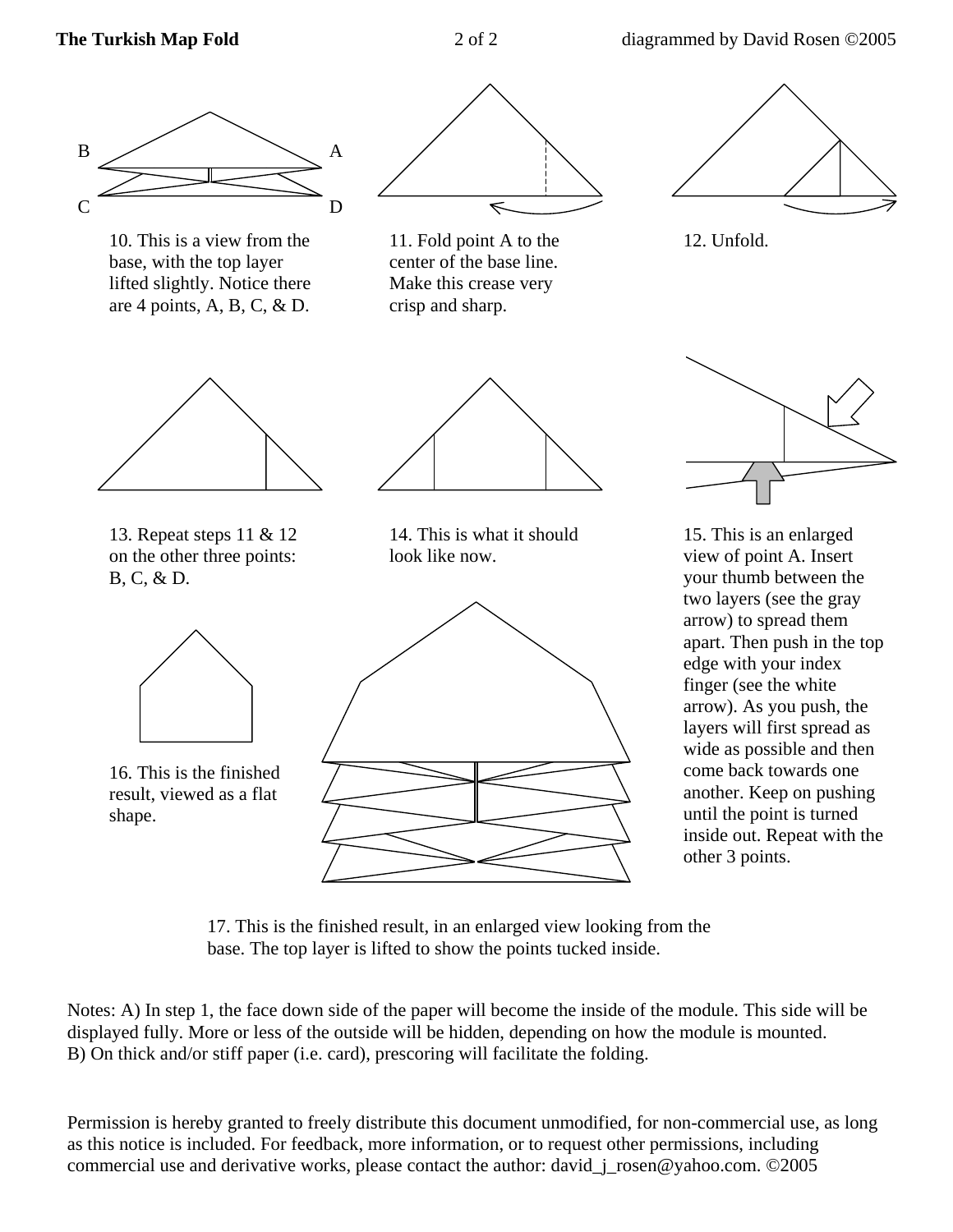B A

C D

10. This is a view from the base, with the top layer lifted slightly. Notice there are 4 points, A, B, C, & D.

11. Fold point A to the center of the base line. Make this crease very crisp and sharp.

12. Unfold.

13. Repeat steps 11 & 12 on the other three points: B, C, & D.

14. This is what it should look like now.

15. This is an enlarged view of point A. Insert your thumb between the two layers (see the gray arrow) to spread them apart. Then push in the top edge with your index finger (see the white arrow). As you push, the layers will first spread as wide as possible and then come back towards one another. Keep on pushing until the point is turned inside out. Repeat with the other 3 points.

16. This is the finished result, viewed as a flat shape.

17. This is the finished result, in an enlarged view looking from the base. The top layer is lifted to show the points tucked inside.

Notes: A) In step 1, the face down side of the paper will become the inside of the module. This side will be displayed fully. More or less of the outside will be hidden, depending on how the module is mounted.
B) On thick and/or stiff paper (i.e. card), prescoring will facilitate the folding.

Permission is hereby granted to freely distribute this document unmodified, for non-commercial use, as long as this notice is included. For feedback, more information, or to request other permissions, including commercial use and derivative works, please contact the author: david_j_rosen@yahoo.com. ©2005